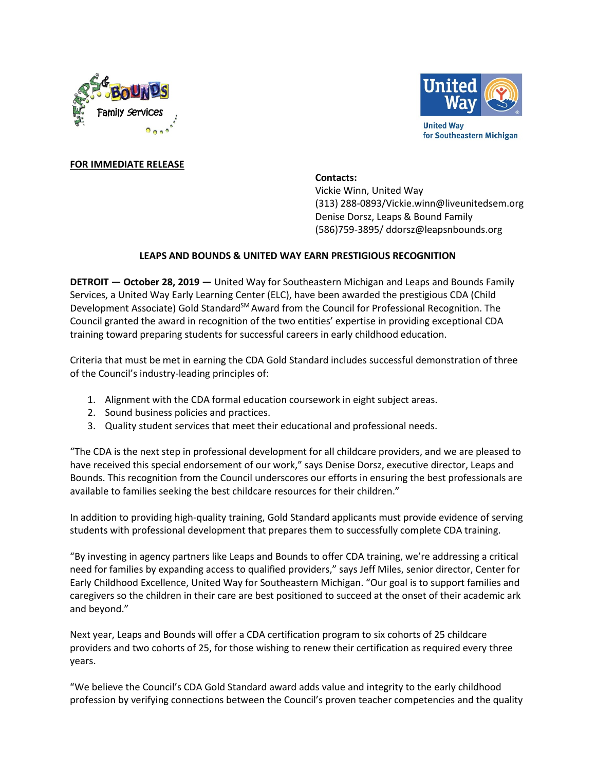**FOR IMMEDIATE RELEASE**

**Contacts:**
Vickie Winn, United Way
(313) 288-0893/Vickie.winn@liveunitedsem.org
Denise Dorsz, Leaps & Bound Family
(586)759-3895/ ddorsz@leapsnbounds.org

**LEAPS AND BOUNDS & UNITED WAY EARN PRESTIGIOUS RECOGNITION**

**DETROIT — October 28, 2019 —** United Way for Southeastern Michigan and Leaps and Bounds Family Services, a United Way Early Learning Center (ELC), have been awarded the prestigious CDA (Child Development Associate) Gold Standard[SM] Award from the Council for Professional Recognition. The Council granted the award in recognition of the two entities' expertise in providing exceptional CDA training toward preparing students for successful careers in early childhood education.

Criteria that must be met in earning the CDA Gold Standard includes successful demonstration of three of the Council's industry-leading principles of:

1. Alignment with the CDA formal education coursework in eight subject areas.
2. Sound business policies and practices.
3. Quality student services that meet their educational and professional needs.

"The CDA is the next step in professional development for all childcare providers, and we are pleased to have received this special endorsement of our work," says Denise Dorsz, executive director, Leaps and Bounds. This recognition from the Council underscores our efforts in ensuring the best professionals are available to families seeking the best childcare resources for their children."

In addition to providing high-quality training, Gold Standard applicants must provide evidence of serving students with professional development that prepares them to successfully complete CDA training.

"By investing in agency partners like Leaps and Bounds to offer CDA training, we're addressing a critical need for families by expanding access to qualified providers," says Jeff Miles, senior director, Center for Early Childhood Excellence, United Way for Southeastern Michigan. "Our goal is to support families and caregivers so the children in their care are best positioned to succeed at the onset of their academic ark and beyond."

Next year, Leaps and Bounds will offer a CDA certification program to six cohorts of 25 childcare providers and two cohorts of 25, for those wishing to renew their certification as required every three years.

"We believe the Council's CDA Gold Standard award adds value and integrity to the early childhood profession by verifying connections between the Council's proven teacher competencies and the quality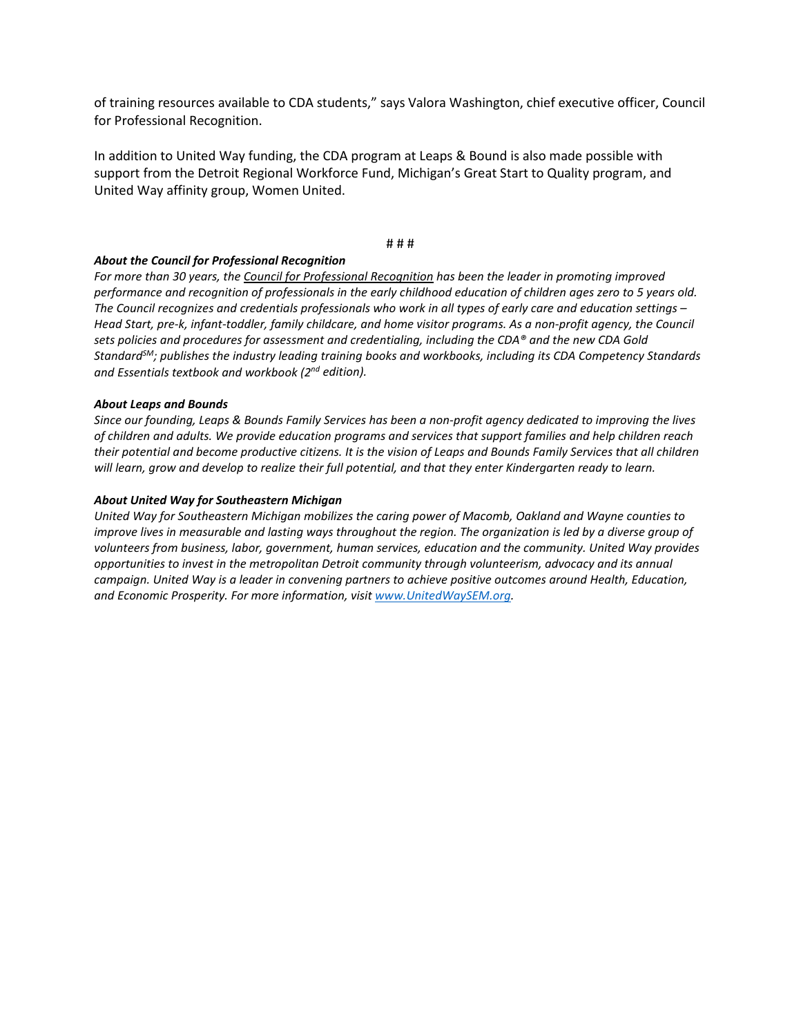of training resources available to CDA students," says Valora Washington, chief executive officer, Council for Professional Recognition.

In addition to United Way funding, the CDA program at Leaps & Bound is also made possible with support from the Detroit Regional Workforce Fund, Michigan's Great Start to Quality program, and United Way affinity group, Women United.

# # #

***About the Council for Professional Recognition***

*For more than 30 years, the Council for Professional Recognition has been the leader in promoting improved performance and recognition of professionals in the early childhood education of children ages zero to 5 years old. The Council recognizes and credentials professionals who work in all types of early care and education settings – Head Start, pre-k, infant-toddler, family childcare, and home visitor programs. As a non-profit agency, the Council sets policies and procedures for assessment and credentialing, including the CDA® and the new CDA Gold Standard℠; publishes the industry leading training books and workbooks, including its CDA Competency Standards and Essentials textbook and workbook (2nd edition).*

***About Leaps and Bounds***

*Since our founding, Leaps & Bounds Family Services has been a non-profit agency dedicated to improving the lives of children and adults. We provide education programs and services that support families and help children reach their potential and become productive citizens. It is the vision of Leaps and Bounds Family Services that all children will learn, grow and develop to realize their full potential, and that they enter Kindergarten ready to learn.*

***About United Way for Southeastern Michigan***

*United Way for Southeastern Michigan mobilizes the caring power of Macomb, Oakland and Wayne counties to improve lives in measurable and lasting ways throughout the region. The organization is led by a diverse group of volunteers from business, labor, government, human services, education and the community. United Way provides opportunities to invest in the metropolitan Detroit community through volunteerism, advocacy and its annual campaign. United Way is a leader in convening partners to achieve positive outcomes around Health, Education, and Economic Prosperity. For more information, visit www.UnitedWaySEM.org.*